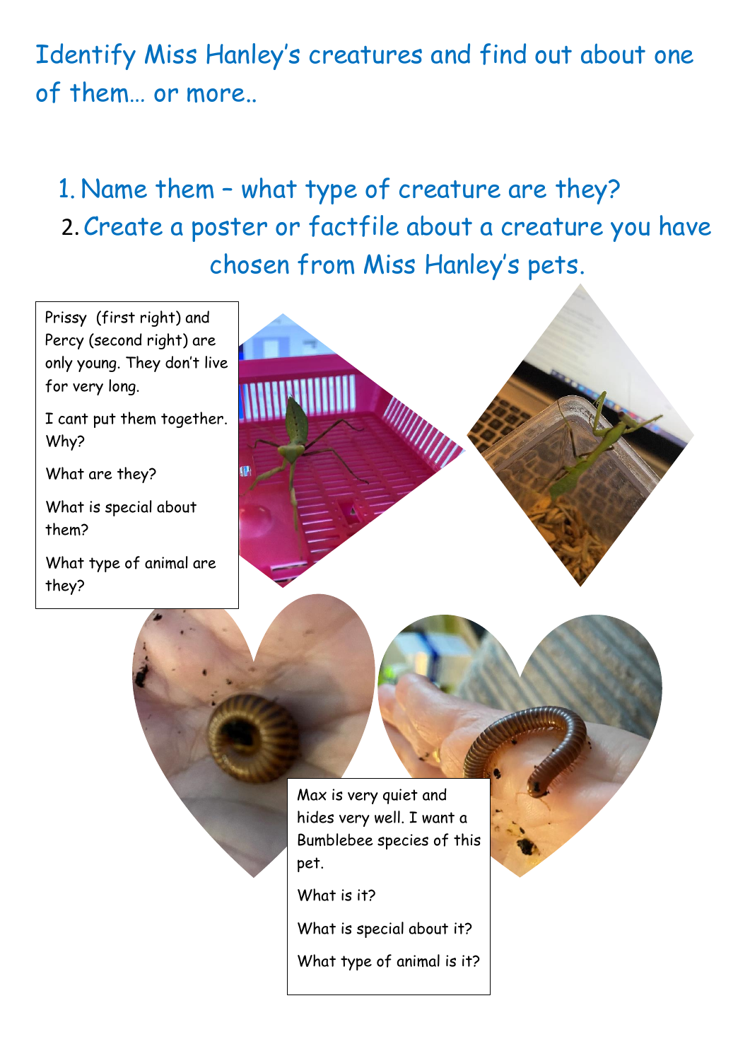# Identify Miss Hanley's creatures and find out about one of them… or more..

1. Name them – what type of creature are they?
2. Create a poster or factfile about a creature you have chosen from Miss Hanley's pets.

Prissy (first right) and Percy (second right) are only young. They don't live for very long.

I cant put them together. Why?

What are they?

What is special about them?

What type of animal are they?

Max is very quiet and hides very well. I want a Bumblebee species of this pet.

What is it?

What is special about it?

What type of animal is it?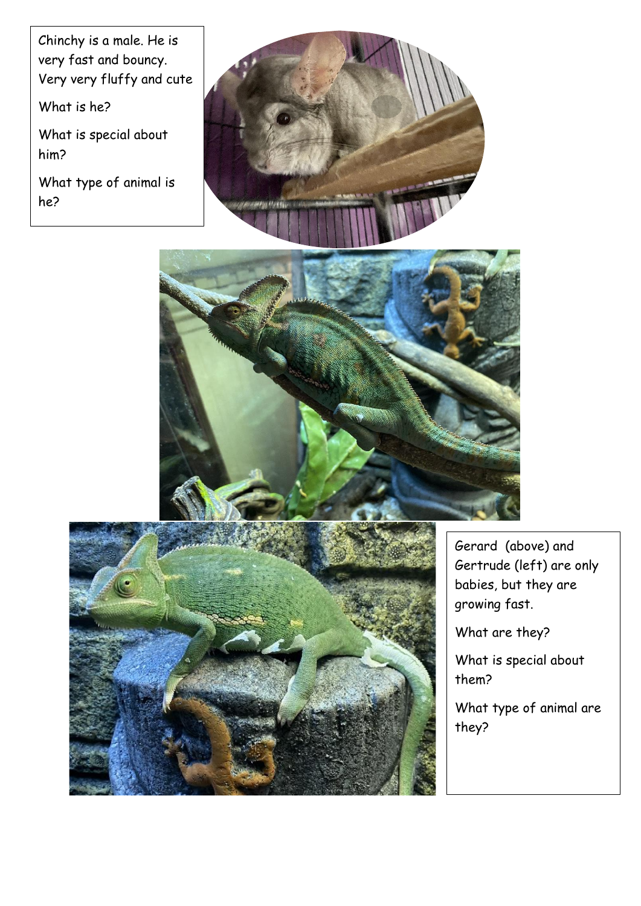Chinchy is a male. He is very fast and bouncy. Very very fluffy and cute

What is he?

What is special about him?

What type of animal is he?

Gerard (above) and Gertrude (left) are only babies, but they are growing fast.

What are they?

What is special about them?

What type of animal are they?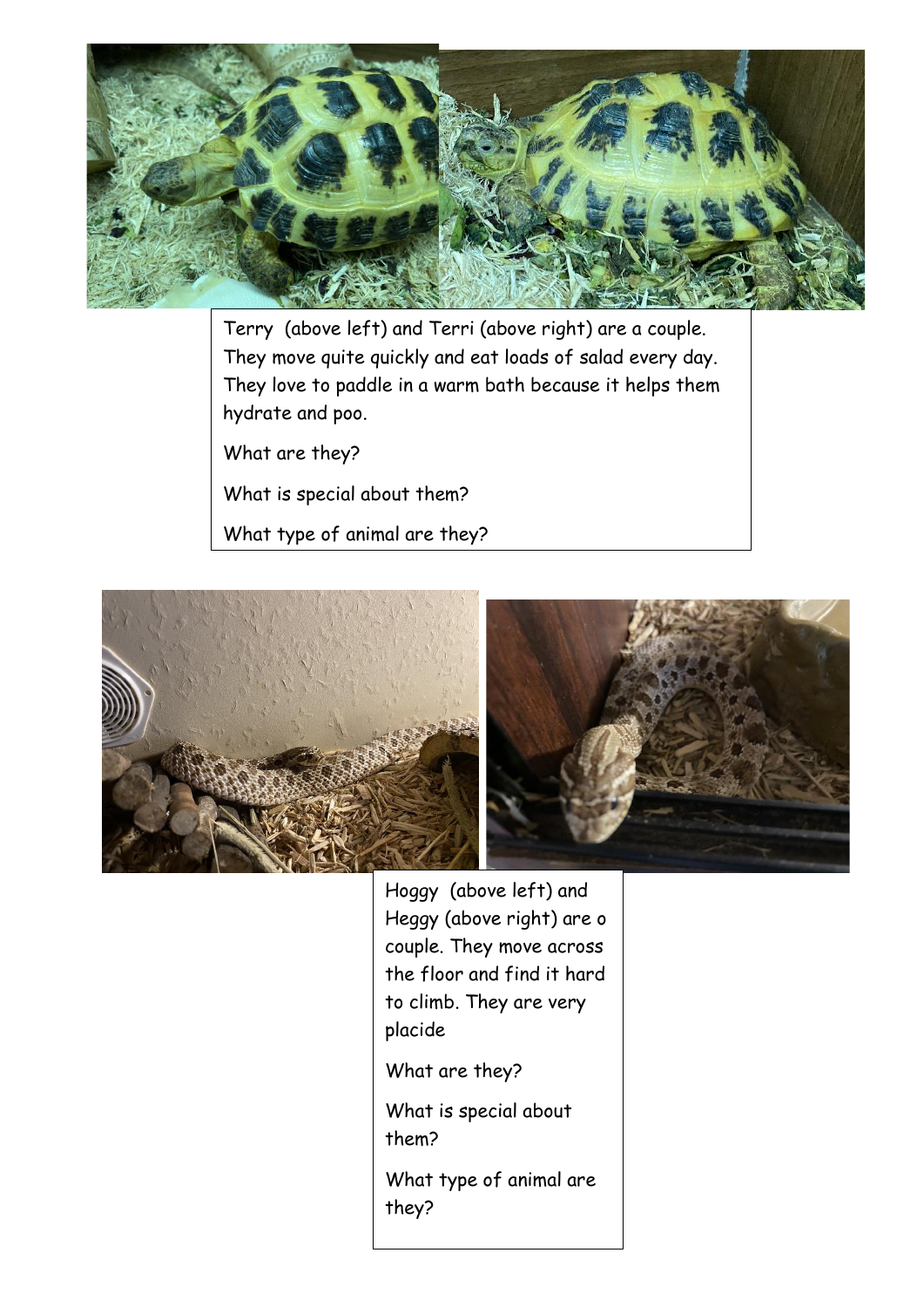Terry  (above left) and Terri (above right) are a couple. They move quite quickly and eat loads of salad every day. They love to paddle in a warm bath because it helps them hydrate and poo.

What are they?

What is special about them?

What type of animal are they?

Hoggy  (above left) and Heggy (above right) are o couple. They move across the floor and find it hard to climb. They are very placide

What are they?

What is special about them?

What type of animal are they?